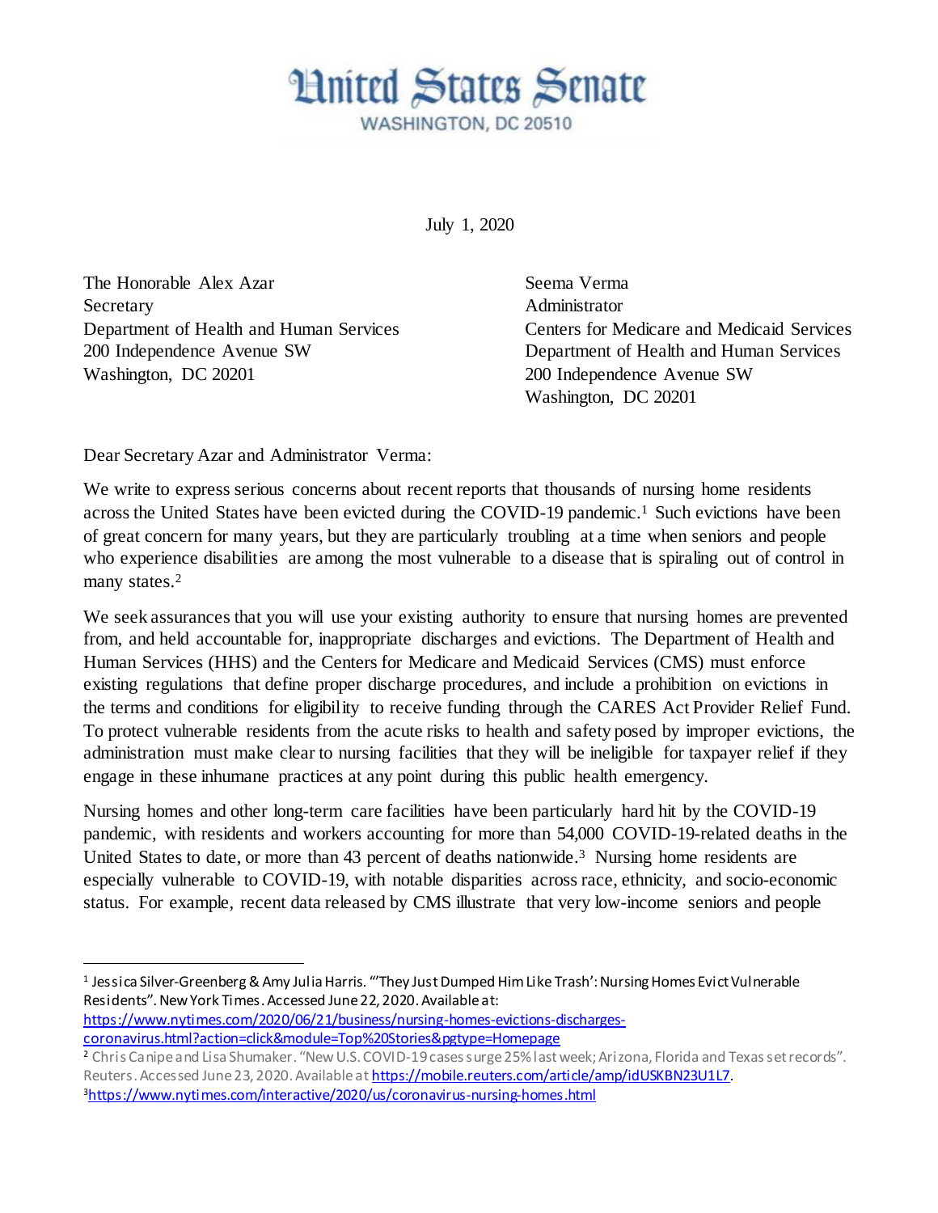# United States Senate

WASHINGTON, DC 20510

July 1, 2020

The Honorable Alex Azar
Secretary
Department of Health and Human Services
200 Independence Avenue SW
Washington, DC 20201

Seema Verma
Administrator
Centers for Medicare and Medicaid Services
Department of Health and Human Services
200 Independence Avenue SW
Washington, DC 20201

Dear Secretary Azar and Administrator Verma:

We write to express serious concerns about recent reports that thousands of nursing home residents across the United States have been evicted during the COVID-19 pandemic.[1] Such evictions have been of great concern for many years, but they are particularly troubling at a time when seniors and people who experience disabilities are among the most vulnerable to a disease that is spiraling out of control in many states.[2]

We seek assurances that you will use your existing authority to ensure that nursing homes are prevented from, and held accountable for, inappropriate discharges and evictions. The Department of Health and Human Services (HHS) and the Centers for Medicare and Medicaid Services (CMS) must enforce existing regulations that define proper discharge procedures, and include a prohibition on evictions in the terms and conditions for eligibility to receive funding through the CARES Act Provider Relief Fund. To protect vulnerable residents from the acute risks to health and safety posed by improper evictions, the administration must make clear to nursing facilities that they will be ineligible for taxpayer relief if they engage in these inhumane practices at any point during this public health emergency.

Nursing homes and other long-term care facilities have been particularly hard hit by the COVID-19 pandemic, with residents and workers accounting for more than 54,000 COVID-19-related deaths in the United States to date, or more than 43 percent of deaths nationwide.[3] Nursing home residents are especially vulnerable to COVID-19, with notable disparities across race, ethnicity, and socio-economic status. For example, recent data released by CMS illustrate that very low-income seniors and people

---

[1] Jessica Silver-Greenberg & Amy Julia Harris. "'They Just Dumped Him Like Trash': Nursing Homes Evict Vulnerable Residents". New York Times. Accessed June 22, 2020. Available at: https://www.nytimes.com/2020/06/21/business/nursing-homes-evictions-discharges-coronavirus.html?action=click&module=Top%20Stories&pgtype=Homepage

[2] Chris Canipe and Lisa Shumaker. "New U.S. COVID-19 cases surge 25% last week; Arizona, Florida and Texas set records". Reuters. Accessed June 23, 2020. Available at https://mobile.reuters.com/article/amp/idUSKBN23U1L7.

[3] https://www.nytimes.com/interactive/2020/us/coronavirus-nursing-homes.html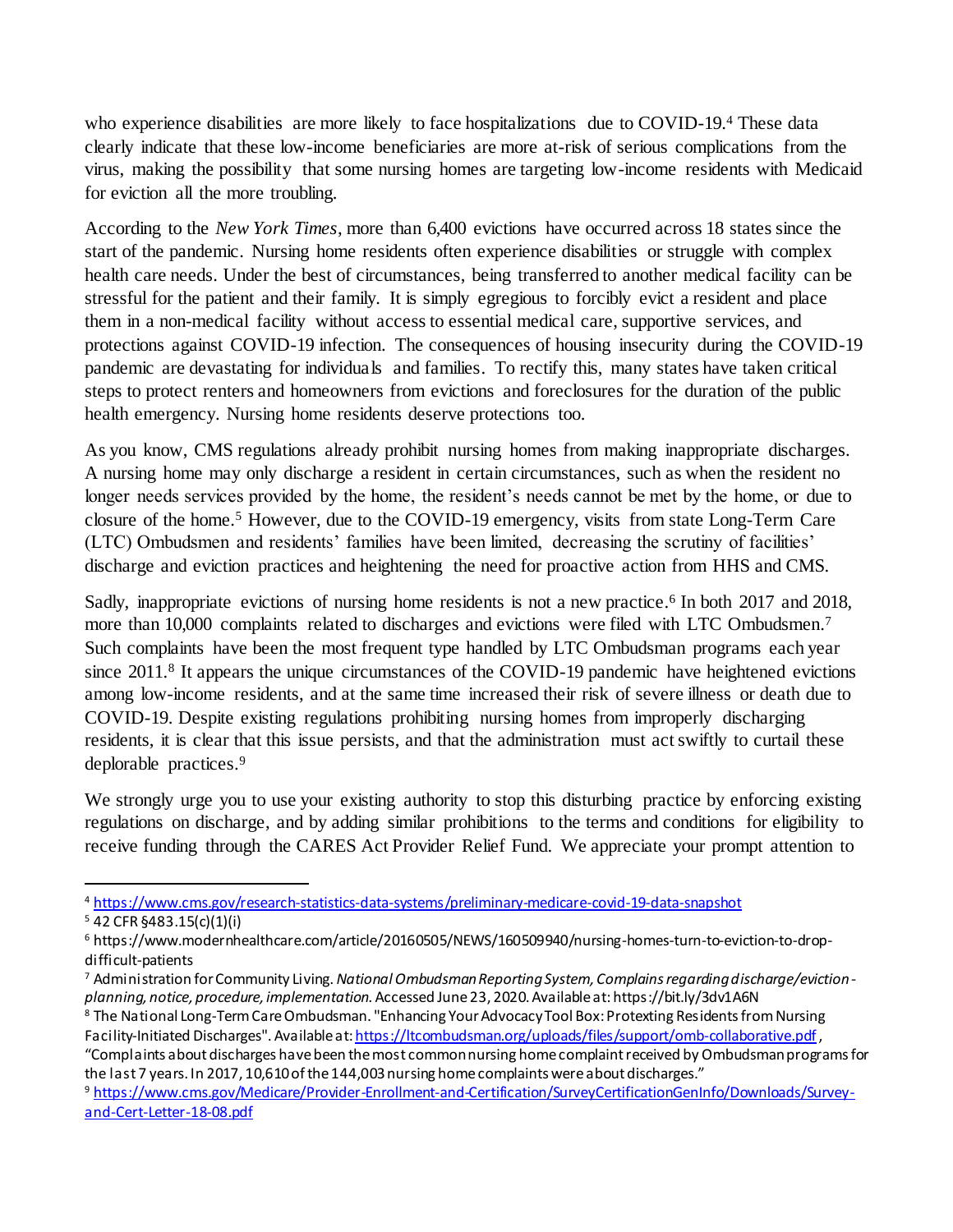who experience disabilities are more likely to face hospitalizations due to COVID-19.[4] These data clearly indicate that these low-income beneficiaries are more at-risk of serious complications from the virus, making the possibility that some nursing homes are targeting low-income residents with Medicaid for eviction all the more troubling.

According to the *New York Times*, more than 6,400 evictions have occurred across 18 states since the start of the pandemic. Nursing home residents often experience disabilities or struggle with complex health care needs. Under the best of circumstances, being transferred to another medical facility can be stressful for the patient and their family. It is simply egregious to forcibly evict a resident and place them in a non-medical facility without access to essential medical care, supportive services, and protections against COVID-19 infection. The consequences of housing insecurity during the COVID-19 pandemic are devastating for individuals and families. To rectify this, many states have taken critical steps to protect renters and homeowners from evictions and foreclosures for the duration of the public health emergency. Nursing home residents deserve protections too.

As you know, CMS regulations already prohibit nursing homes from making inappropriate discharges. A nursing home may only discharge a resident in certain circumstances, such as when the resident no longer needs services provided by the home, the resident's needs cannot be met by the home, or due to closure of the home.[5] However, due to the COVID-19 emergency, visits from state Long-Term Care (LTC) Ombudsmen and residents' families have been limited, decreasing the scrutiny of facilities' discharge and eviction practices and heightening the need for proactive action from HHS and CMS.

Sadly, inappropriate evictions of nursing home residents is not a new practice.[6] In both 2017 and 2018, more than 10,000 complaints related to discharges and evictions were filed with LTC Ombudsmen.[7] Such complaints have been the most frequent type handled by LTC Ombudsman programs each year since 2011.[8] It appears the unique circumstances of the COVID-19 pandemic have heightened evictions among low-income residents, and at the same time increased their risk of severe illness or death due to COVID-19. Despite existing regulations prohibiting nursing homes from improperly discharging residents, it is clear that this issue persists, and that the administration must act swiftly to curtail these deplorable practices.[9]

We strongly urge you to use your existing authority to stop this disturbing practice by enforcing existing regulations on discharge, and by adding similar prohibitions to the terms and conditions for eligibility to receive funding through the CARES Act Provider Relief Fund. We appreciate your prompt attention to

---

[4] https://www.cms.gov/research-statistics-data-systems/preliminary-medicare-covid-19-data-snapshot

[5] 42 CFR §483.15(c)(1)(i)

[6] https://www.modernhealthcare.com/article/20160505/NEWS/160509940/nursing-homes-turn-to-eviction-to-drop-difficult-patients

[7] Administration for Community Living. *National Ombudsman Reporting System, Complains regarding discharge/eviction-planning, notice, procedure, implementation.* Accessed June 23, 2020. Available at: https://bit.ly/3dv1A6N

[8] The National Long-Term Care Ombudsman. "Enhancing Your Advocacy Tool Box: Protexting Residents from Nursing Facility-Initiated Discharges". Available at: https://ltcombudsman.org/uploads/files/support/omb-collaborative.pdf, "Complaints about discharges have been the most common nursing home complaint received by Ombudsman programs for the last 7 years. In 2017, 10,610 of the 144,003 nursing home complaints were about discharges."

[9] https://www.cms.gov/Medicare/Provider-Enrollment-and-Certification/SurveyCertificationGenInfo/Downloads/Survey-and-Cert-Letter-18-08.pdf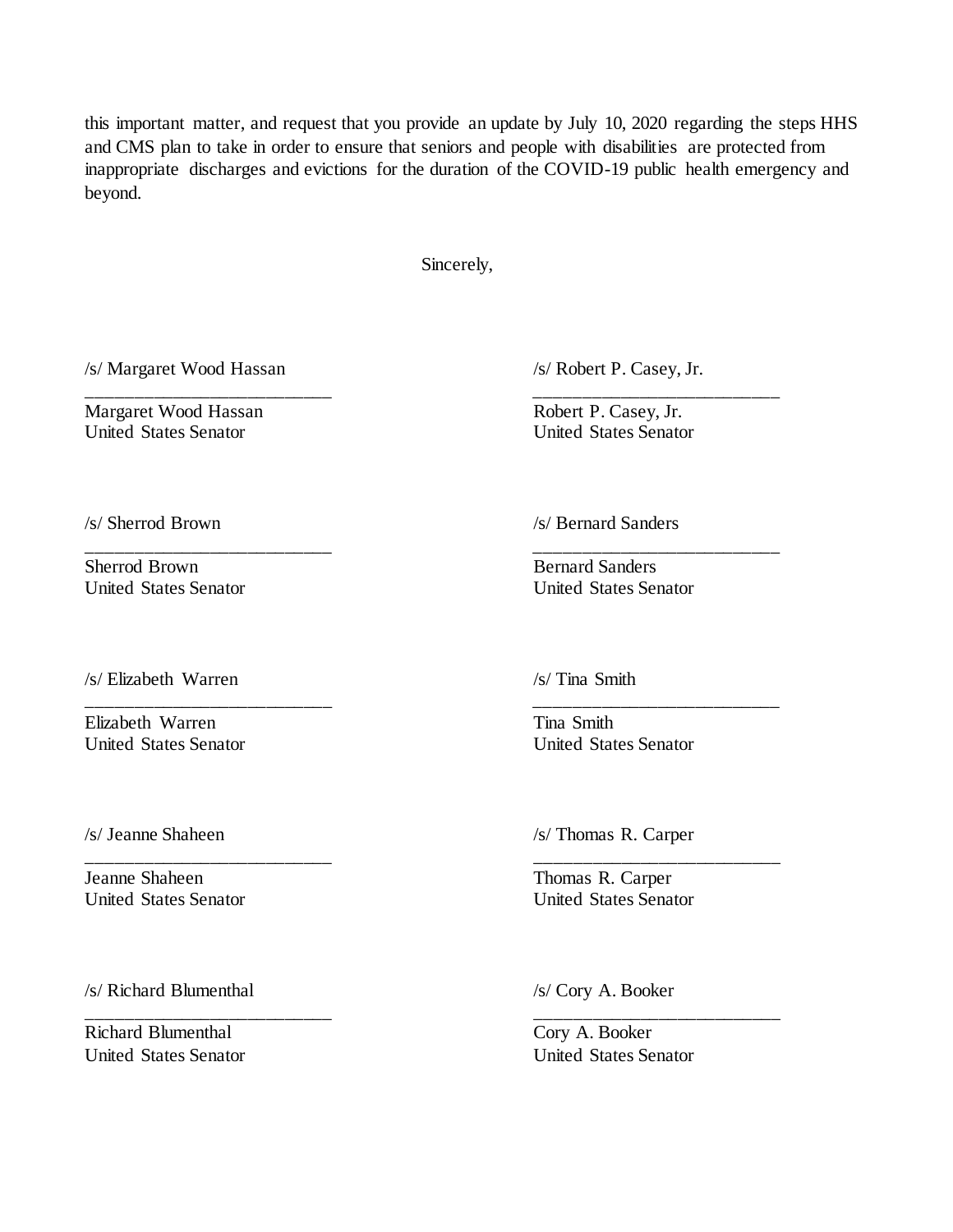this important matter, and request that you provide an update by July 10, 2020 regarding the steps HHS and CMS plan to take in order to ensure that seniors and people with disabilities are protected from inappropriate discharges and evictions for the duration of the COVID-19 public health emergency and beyond.

Sincerely,

/s/ Margaret Wood Hassan
______________________
Margaret Wood Hassan
United States Senator

/s/ Robert P. Casey, Jr.
______________________
Robert P. Casey, Jr.
United States Senator

/s/ Sherrod Brown
______________________
Sherrod Brown
United States Senator

/s/ Bernard Sanders
______________________
Bernard Sanders
United States Senator

/s/ Elizabeth Warren
______________________
Elizabeth Warren
United States Senator

/s/ Tina Smith
______________________
Tina Smith
United States Senator

/s/ Jeanne Shaheen
______________________
Jeanne Shaheen
United States Senator

/s/ Thomas R. Carper
______________________
Thomas R. Carper
United States Senator

/s/ Richard Blumenthal
______________________
Richard Blumenthal
United States Senator

/s/ Cory A. Booker
______________________
Cory A. Booker
United States Senator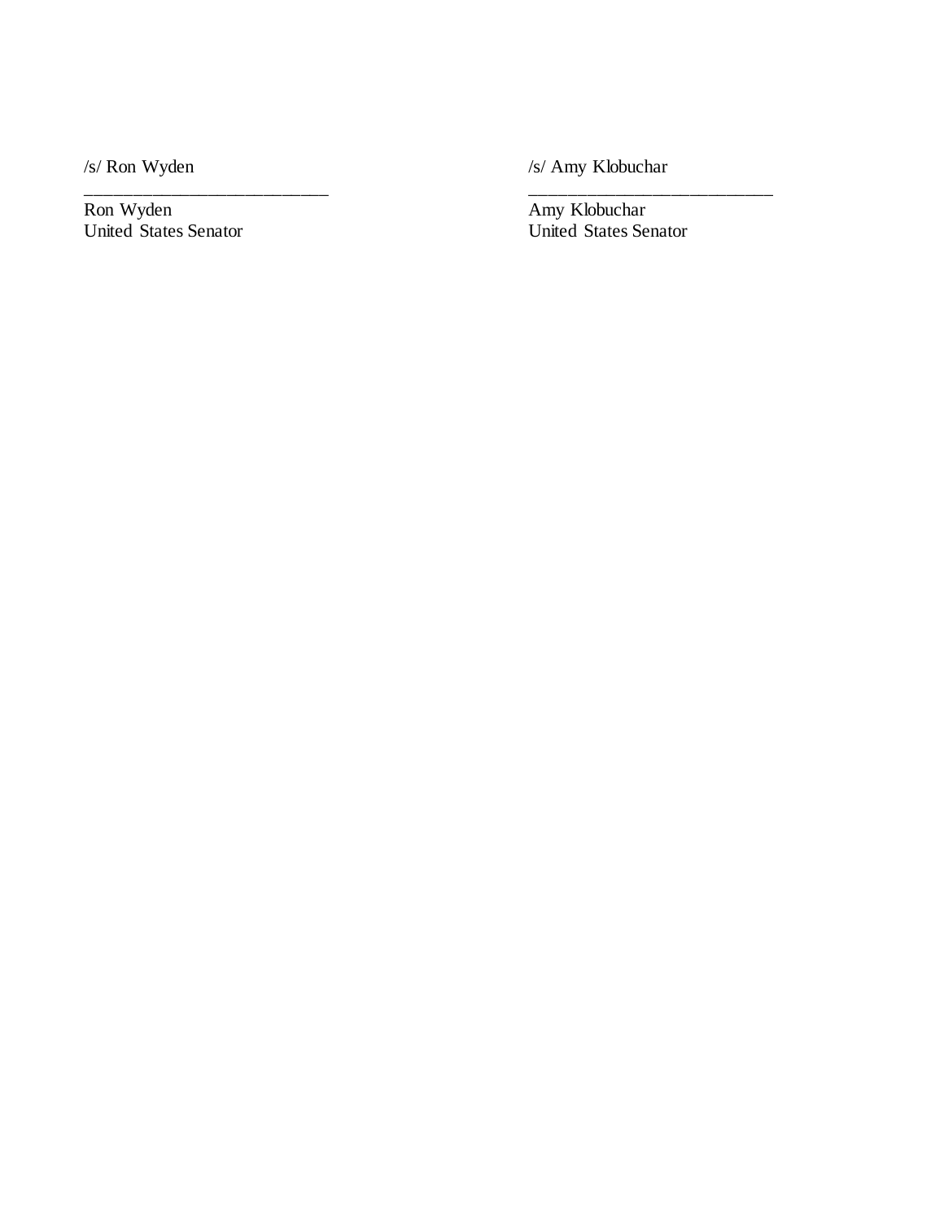/s/ Ron Wyden
___________________________
Ron Wyden
United States Senator

/s/ Amy Klobuchar
___________________________
Amy Klobuchar
United States Senator